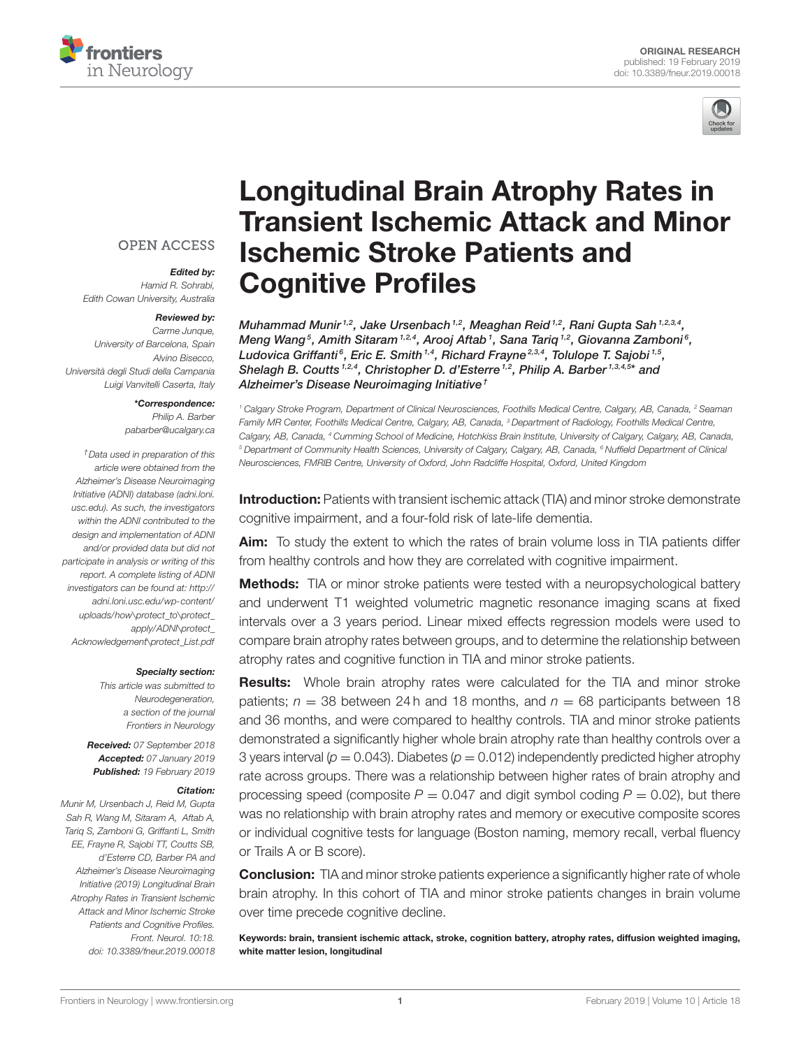ORIGINAL RESEARCH
published: 19 February 2019
doi: 10.3389/fneur.2019.00018

# Longitudinal Brain Atrophy Rates in Transient Ischemic Attack and Minor Ischemic Stroke Patients and Cognitive Profiles

*Muhammad Munir[1,2], Jake Ursenbach[1,2], Meaghan Reid[1,2], Rani Gupta Sah[1,2,3,4], Meng Wang[5], Amith Sitaram[1,2,4], Arooj Aftab[1], Sana Tariq[1,2], Giovanna Zamboni[6], Ludovica Griffanti[6], Eric E. Smith[1,4], Richard Frayne[2,3,4], Tolulope T. Sajobi[1,5], Shelagh B. Coutts[1,2,4], Christopher D. d'Esterre[1,2], Philip A. Barber[1,3,4,5]* and Alzheimer's Disease Neuroimaging Initiative[†]*

[1] Calgary Stroke Program, Department of Clinical Neurosciences, Foothills Medical Centre, Calgary, AB, Canada, [2] Seaman Family MR Center, Foothills Medical Centre, Calgary, AB, Canada, [3] Department of Radiology, Foothills Medical Centre, Calgary, AB, Canada, [4] Cumming School of Medicine, Hotchkiss Brain Institute, University of Calgary, Calgary, AB, Canada, [5] Department of Community Health Sciences, University of Calgary, Calgary, AB, Canada, [6] Nuffield Department of Clinical Neurosciences, FMRIB Centre, University of Oxford, John Radcliffe Hospital, Oxford, United Kingdom

OPEN ACCESS

***Edited by:***
*Hamid R. Sohrabi,*
*Edith Cowan University, Australia*

***Reviewed by:***
*Carme Junque,*
*University of Barcelona, Spain*
*Alvino Bisecco,*
*Università degli Studi della Campania Luigi Vanvitelli Caserta, Italy*

***\*Correspondence:***
*Philip A. Barber*
*pabarber@ucalgary.ca*

*[†]Data used in preparation of this article were obtained from the Alzheimer's Disease Neuroimaging Initiative (ADNI) database (adni.loni.usc.edu). As such, the investigators within the ADNI contributed to the design and implementation of ADNI and/or provided data but did not participate in analysis or writing of this report. A complete listing of ADNI investigators can be found at: http://adni.loni.usc.edu/wp-content/uploads/how\protect_to\protect_apply/ADNI\protect_Acknowledgement\protect_List.pdf*

***Specialty section:***
*This article was submitted to Neurodegeneration, a section of the journal Frontiers in Neurology*

***Received:*** *07 September 2018*
***Accepted:*** *07 January 2019*
***Published:*** *19 February 2019*

***Citation:***
*Munir M, Ursenbach J, Reid M, Gupta Sah R, Wang M, Sitaram A, Aftab A, Tariq S, Zamboni G, Griffanti L, Smith EE, Frayne R, Sajobi TT, Coutts SB, d'Esterre CD, Barber PA and Alzheimer's Disease Neuroimaging Initiative (2019) Longitudinal Brain Atrophy Rates in Transient Ischemic Attack and Minor Ischemic Stroke Patients and Cognitive Profiles. Front. Neurol. 10:18. doi: 10.3389/fneur.2019.00018*

**Introduction:** Patients with transient ischemic attack (TIA) and minor stroke demonstrate cognitive impairment, and a four-fold risk of late-life dementia.

**Aim:** To study the extent to which the rates of brain volume loss in TIA patients differ from healthy controls and how they are correlated with cognitive impairment.

**Methods:** TIA or minor stroke patients were tested with a neuropsychological battery and underwent T1 weighted volumetric magnetic resonance imaging scans at fixed intervals over a 3 years period. Linear mixed effects regression models were used to compare brain atrophy rates between groups, and to determine the relationship between atrophy rates and cognitive function in TIA and minor stroke patients.

**Results:** Whole brain atrophy rates were calculated for the TIA and minor stroke patients; $n = 38$ between 24 h and 18 months, and $n = 68$ participants between 18 and 36 months, and were compared to healthy controls. TIA and minor stroke patients demonstrated a significantly higher whole brain atrophy rate than healthy controls over a 3 years interval ($p = 0.043$). Diabetes ($p = 0.012$) independently predicted higher atrophy rate across groups. There was a relationship between higher rates of brain atrophy and processing speed (composite $P = 0.047$ and digit symbol coding $P = 0.02$), but there was no relationship with brain atrophy rates and memory or executive composite scores or individual cognitive tests for language (Boston naming, memory recall, verbal fluency or Trails A or B score).

**Conclusion:** TIA and minor stroke patients experience a significantly higher rate of whole brain atrophy. In this cohort of TIA and minor stroke patients changes in brain volume over time precede cognitive decline.

**Keywords: brain, transient ischemic attack, stroke, cognition battery, atrophy rates, diffusion weighted imaging, white matter lesion, longitudinal**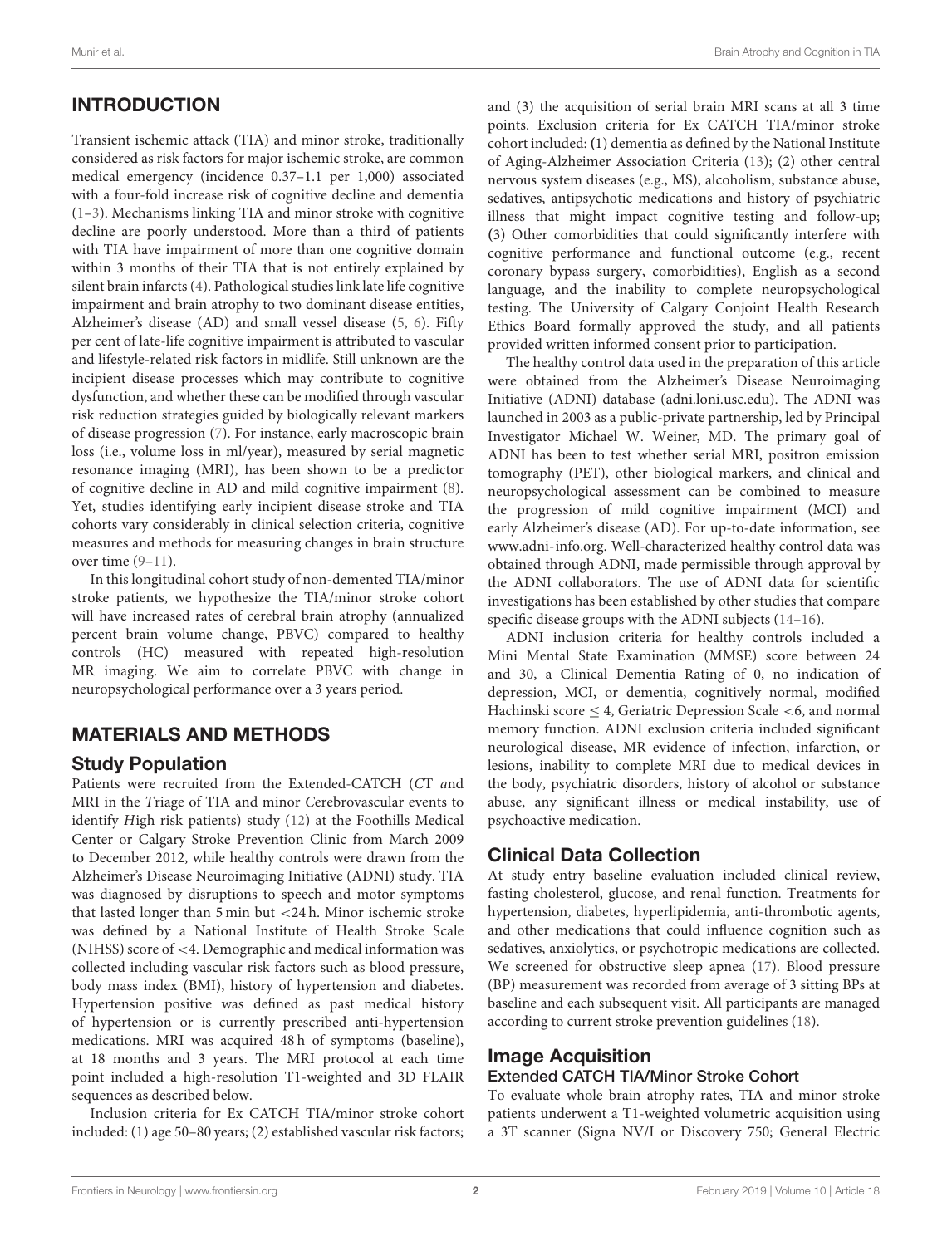## INTRODUCTION

Transient ischemic attack (TIA) and minor stroke, traditionally considered as risk factors for major ischemic stroke, are common medical emergency (incidence 0.37–1.1 per 1,000) associated with a four-fold increase risk of cognitive decline and dementia (1–3). Mechanisms linking TIA and minor stroke with cognitive decline are poorly understood. More than a third of patients with TIA have impairment of more than one cognitive domain within 3 months of their TIA that is not entirely explained by silent brain infarcts (4). Pathological studies link late life cognitive impairment and brain atrophy to two dominant disease entities, Alzheimer's disease (AD) and small vessel disease (5, 6). Fifty per cent of late-life cognitive impairment is attributed to vascular and lifestyle-related risk factors in midlife. Still unknown are the incipient disease processes which may contribute to cognitive dysfunction, and whether these can be modified through vascular risk reduction strategies guided by biologically relevant markers of disease progression (7). For instance, early macroscopic brain loss (i.e., volume loss in ml/year), measured by serial magnetic resonance imaging (MRI), has been shown to be a predictor of cognitive decline in AD and mild cognitive impairment (8). Yet, studies identifying early incipient disease stroke and TIA cohorts vary considerably in clinical selection criteria, cognitive measures and methods for measuring changes in brain structure over time (9–11).

In this longitudinal cohort study of non-demented TIA/minor stroke patients, we hypothesize the TIA/minor stroke cohort will have increased rates of cerebral brain atrophy (annualized percent brain volume change, PBVC) compared to healthy controls (HC) measured with repeated high-resolution MR imaging. We aim to correlate PBVC with change in neuropsychological performance over a 3 years period.

## MATERIALS AND METHODS

### Study Population

Patients were recruited from the Extended-CATCH (*C*T *a*nd MRI in the *T*riage of TIA and minor *C*erebrovascular events to identify *H*igh risk patients) study (12) at the Foothills Medical Center or Calgary Stroke Prevention Clinic from March 2009 to December 2012, while healthy controls were drawn from the Alzheimer's Disease Neuroimaging Initiative (ADNI) study. TIA was diagnosed by disruptions to speech and motor symptoms that lasted longer than 5 min but <24 h. Minor ischemic stroke was defined by a National Institute of Health Stroke Scale (NIHSS) score of <4. Demographic and medical information was collected including vascular risk factors such as blood pressure, body mass index (BMI), history of hypertension and diabetes. Hypertension positive was defined as past medical history of hypertension or is currently prescribed anti-hypertension medications. MRI was acquired 48 h of symptoms (baseline), at 18 months and 3 years. The MRI protocol at each time point included a high-resolution T1-weighted and 3D FLAIR sequences as described below.

Inclusion criteria for Ex CATCH TIA/minor stroke cohort included: (1) age 50–80 years; (2) established vascular risk factors; and (3) the acquisition of serial brain MRI scans at all 3 time points. Exclusion criteria for Ex CATCH TIA/minor stroke cohort included: (1) dementia as defined by the National Institute of Aging-Alzheimer Association Criteria (13); (2) other central nervous system diseases (e.g., MS), alcoholism, substance abuse, sedatives, antipsychotic medications and history of psychiatric illness that might impact cognitive testing and follow-up; (3) Other comorbidities that could significantly interfere with cognitive performance and functional outcome (e.g., recent coronary bypass surgery, comorbidities), English as a second language, and the inability to complete neuropsychological testing. The University of Calgary Conjoint Health Research Ethics Board formally approved the study, and all patients provided written informed consent prior to participation.

The healthy control data used in the preparation of this article were obtained from the Alzheimer's Disease Neuroimaging Initiative (ADNI) database (adni.loni.usc.edu). The ADNI was launched in 2003 as a public-private partnership, led by Principal Investigator Michael W. Weiner, MD. The primary goal of ADNI has been to test whether serial MRI, positron emission tomography (PET), other biological markers, and clinical and neuropsychological assessment can be combined to measure the progression of mild cognitive impairment (MCI) and early Alzheimer's disease (AD). For up-to-date information, see www.adni-info.org. Well-characterized healthy control data was obtained through ADNI, made permissible through approval by the ADNI collaborators. The use of ADNI data for scientific investigations has been established by other studies that compare specific disease groups with the ADNI subjects (14–16).

ADNI inclusion criteria for healthy controls included a Mini Mental State Examination (MMSE) score between 24 and 30, a Clinical Dementia Rating of 0, no indication of depression, MCI, or dementia, cognitively normal, modified Hachinski score ≤ 4, Geriatric Depression Scale <6, and normal memory function. ADNI exclusion criteria included significant neurological disease, MR evidence of infection, infarction, or lesions, inability to complete MRI due to medical devices in the body, psychiatric disorders, history of alcohol or substance abuse, any significant illness or medical instability, use of psychoactive medication.

### Clinical Data Collection

At study entry baseline evaluation included clinical review, fasting cholesterol, glucose, and renal function. Treatments for hypertension, diabetes, hyperlipidemia, anti-thrombotic agents, and other medications that could influence cognition such as sedatives, anxiolytics, or psychotropic medications are collected. We screened for obstructive sleep apnea (17). Blood pressure (BP) measurement was recorded from average of 3 sitting BPs at baseline and each subsequent visit. All participants are managed according to current stroke prevention guidelines (18).

### Image Acquisition

#### Extended CATCH TIA/Minor Stroke Cohort

To evaluate whole brain atrophy rates, TIA and minor stroke patients underwent a T1-weighted volumetric acquisition using a 3T scanner (Signa NV/I or Discovery 750; General Electric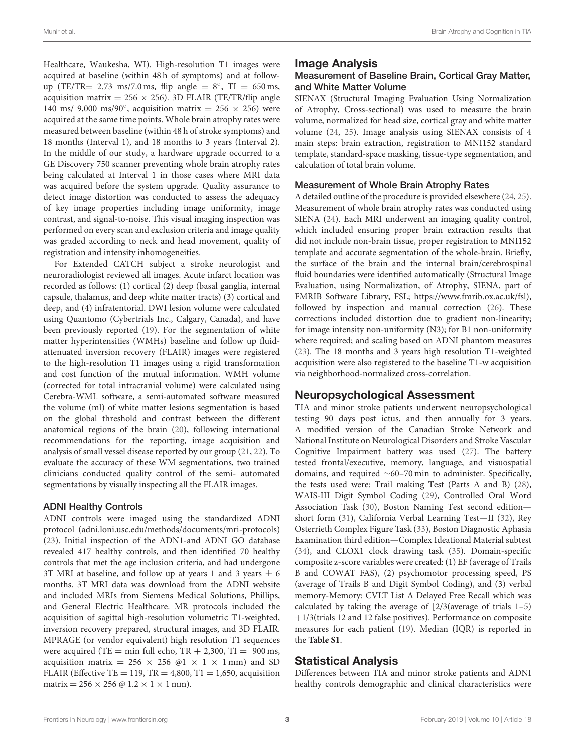Healthcare, Waukesha, WI). High-resolution T1 images were acquired at baseline (within 48 h of symptoms) and at follow-up (TE/TR= 2.73 ms/7.0 ms, flip angle = 8°, TI = 650 ms, acquisition matrix = 256 × 256). 3D FLAIR (TE/TR/flip angle 140 ms/ 9,000 ms/90°, acquisition matrix = 256 × 256) were acquired at the same time points. Whole brain atrophy rates were measured between baseline (within 48 h of stroke symptoms) and 18 months (Interval 1), and 18 months to 3 years (Interval 2). In the middle of our study, a hardware upgrade occurred to a GE Discovery 750 scanner preventing whole brain atrophy rates being calculated at Interval 1 in those cases where MRI data was acquired before the system upgrade. Quality assurance to detect image distortion was conducted to assess the adequacy of key image properties including image uniformity, image contrast, and signal-to-noise. This visual imaging inspection was performed on every scan and exclusion criteria and image quality was graded according to neck and head movement, quality of registration and intensity inhomogeneities.

For Extended CATCH subject a stroke neurologist and neuroradiologist reviewed all images. Acute infarct location was recorded as follows: (1) cortical (2) deep (basal ganglia, internal capsule, thalamus, and deep white matter tracts) (3) cortical and deep, and (4) infratentorial. DWI lesion volume were calculated using Quantomo (Cybertrials Inc., Calgary, Canada), and have been previously reported (19). For the segmentation of white matter hyperintensities (WMHs) baseline and follow up fluid-attenuated inversion recovery (FLAIR) images were registered to the high-resolution T1 images using a rigid transformation and cost function of the mutual information. WMH volume (corrected for total intracranial volume) were calculated using Cerebra-WML software, a semi-automated software measured the volume (ml) of white matter lesions segmentation is based on the global threshold and contrast between the different anatomical regions of the brain (20), following international recommendations for the reporting, image acquisition and analysis of small vessel disease reported by our group (21, 22). To evaluate the accuracy of these WM segmentations, two trained clinicians conducted quality control of the semi- automated segmentations by visually inspecting all the FLAIR images.

### ADNI Healthy Controls

ADNI controls were imaged using the standardized ADNI protocol (adni.loni.usc.edu/methods/documents/mri-protocols) (23). Initial inspection of the ADN1-and ADNI GO database revealed 417 healthy controls, and then identified 70 healthy controls that met the age inclusion criteria, and had undergone 3T MRI at baseline, and follow up at years 1 and 3 years ± 6 months. 3T MRI data was download from the ADNI website and included MRIs from Siemens Medical Solutions, Phillips, and General Electric Healthcare. MR protocols included the acquisition of sagittal high-resolution volumetric T1-weighted, inversion recovery prepared, structural images, and 3D FLAIR. MPRAGE (or vendor equivalent) high resolution T1 sequences were acquired (TE = min full echo, TR + 2,300, TI = 900 ms, acquisition matrix = 256 × 256 @1 × 1 × 1 mm) and SD FLAIR (Effective TE = 119, TR = 4,800, T1 = 1,650, acquisition matrix = 256 × 256 @ 1.2 × 1 × 1 mm).

## Image Analysis

### Measurement of Baseline Brain, Cortical Gray Matter, and White Matter Volume

SIENAX (Structural Imaging Evaluation Using Normalization of Atrophy, Cross-sectional) was used to measure the brain volume, normalized for head size, cortical gray and white matter volume (24, 25). Image analysis using SIENAX consists of 4 main steps: brain extraction, registration to MNI152 standard template, standard-space masking, tissue-type segmentation, and calculation of total brain volume.

### Measurement of Whole Brain Atrophy Rates

A detailed outline of the procedure is provided elsewhere (24, 25). Measurement of whole brain atrophy rates was conducted using SIENA (24). Each MRI underwent an imaging quality control, which included ensuring proper brain extraction results that did not include non-brain tissue, proper registration to MNI152 template and accurate segmentation of the whole-brain. Briefly, the surface of the brain and the internal brain/cerebrospinal fluid boundaries were identified automatically (Structural Image Evaluation, using Normalization, of Atrophy, SIENA, part of FMRIB Software Library, FSL; https://www.fmrib.ox.ac.uk/fsl), followed by inspection and manual correction (26). These corrections included distortion due to gradient non-linearity; for image intensity non-uniformity (N3); for B1 non-uniformity where required; and scaling based on ADNI phantom measures (23). The 18 months and 3 years high resolution T1-weighted acquisition were also registered to the baseline T1-w acquisition via neighborhood-normalized cross-correlation.

## Neuropsychological Assessment

TIA and minor stroke patients underwent neuropsychological testing 90 days post ictus, and then annually for 3 years. A modified version of the Canadian Stroke Network and National Institute on Neurological Disorders and Stroke Vascular Cognitive Impairment battery was used (27). The battery tested frontal/executive, memory, language, and visuospatial domains, and required ∼60–70 min to administer. Specifically, the tests used were: Trail making Test (Parts A and B) (28), WAIS-III Digit Symbol Coding (29), Controlled Oral Word Association Task (30), Boston Naming Test second edition—short form (31), California Verbal Learning Test—II (32), Rey Osterrieth Complex Figure Task (33), Boston Diagnostic Aphasia Examination third edition—Complex Ideational Material subtest (34), and CLOX1 clock drawing task (35). Domain-specific composite z-score variables were created: (1) EF (average of Trails B and COWAT FAS), (2) psychomotor processing speed, PS (average of Trails B and Digit Symbol Coding), and (3) verbal memory-Memory: CVLT List A Delayed Free Recall which was calculated by taking the average of [2/3(average of trials 1–5) +1/3(trials 12 and 12 false positives). Performance on composite measures for each patient (19). Median (IQR) is reported in the **Table S1**.

## Statistical Analysis

Differences between TIA and minor stroke patients and ADNI healthy controls demographic and clinical characteristics were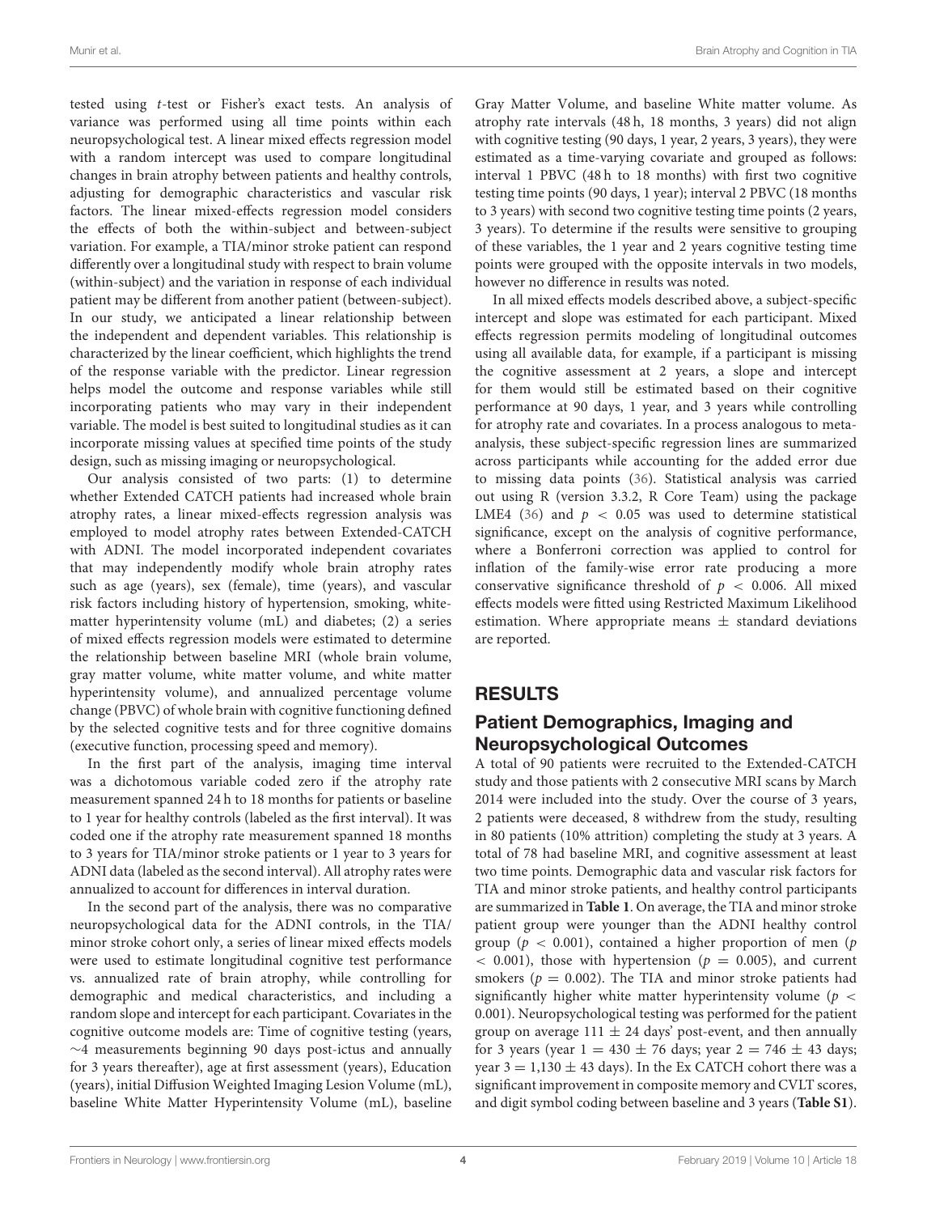tested using *t*-test or Fisher's exact tests. An analysis of variance was performed using all time points within each neuropsychological test. A linear mixed effects regression model with a random intercept was used to compare longitudinal changes in brain atrophy between patients and healthy controls, adjusting for demographic characteristics and vascular risk factors. The linear mixed-effects regression model considers the effects of both the within-subject and between-subject variation. For example, a TIA/minor stroke patient can respond differently over a longitudinal study with respect to brain volume (within-subject) and the variation in response of each individual patient may be different from another patient (between-subject). In our study, we anticipated a linear relationship between the independent and dependent variables. This relationship is characterized by the linear coefficient, which highlights the trend of the response variable with the predictor. Linear regression helps model the outcome and response variables while still incorporating patients who may vary in their independent variable. The model is best suited to longitudinal studies as it can incorporate missing values at specified time points of the study design, such as missing imaging or neuropsychological.

Our analysis consisted of two parts: (1) to determine whether Extended CATCH patients had increased whole brain atrophy rates, a linear mixed-effects regression analysis was employed to model atrophy rates between Extended-CATCH with ADNI. The model incorporated independent covariates that may independently modify whole brain atrophy rates such as age (years), sex (female), time (years), and vascular risk factors including history of hypertension, smoking, white-matter hyperintensity volume (mL) and diabetes; (2) a series of mixed effects regression models were estimated to determine the relationship between baseline MRI (whole brain volume, gray matter volume, white matter volume, and white matter hyperintensity volume), and annualized percentage volume change (PBVC) of whole brain with cognitive functioning defined by the selected cognitive tests and for three cognitive domains (executive function, processing speed and memory).

In the first part of the analysis, imaging time interval was a dichotomous variable coded zero if the atrophy rate measurement spanned 24 h to 18 months for patients or baseline to 1 year for healthy controls (labeled as the first interval). It was coded one if the atrophy rate measurement spanned 18 months to 3 years for TIA/minor stroke patients or 1 year to 3 years for ADNI data (labeled as the second interval). All atrophy rates were annualized to account for differences in interval duration.

In the second part of the analysis, there was no comparative neuropsychological data for the ADNI controls, in the TIA/minor stroke cohort only, a series of linear mixed effects models were used to estimate longitudinal cognitive test performance vs. annualized rate of brain atrophy, while controlling for demographic and medical characteristics, and including a random slope and intercept for each participant. Covariates in the cognitive outcome models are: Time of cognitive testing (years, ∼4 measurements beginning 90 days post-ictus and annually for 3 years thereafter), age at first assessment (years), Education (years), initial Diffusion Weighted Imaging Lesion Volume (mL), baseline White Matter Hyperintensity Volume (mL), baseline Gray Matter Volume, and baseline White matter volume. As atrophy rate intervals (48 h, 18 months, 3 years) did not align with cognitive testing (90 days, 1 year, 2 years, 3 years), they were estimated as a time-varying covariate and grouped as follows: interval 1 PBVC (48 h to 18 months) with first two cognitive testing time points (90 days, 1 year); interval 2 PBVC (18 months to 3 years) with second two cognitive testing time points (2 years, 3 years). To determine if the results were sensitive to grouping of these variables, the 1 year and 2 years cognitive testing time points were grouped with the opposite intervals in two models, however no difference in results was noted.

In all mixed effects models described above, a subject-specific intercept and slope was estimated for each participant. Mixed effects regression permits modeling of longitudinal outcomes using all available data, for example, if a participant is missing the cognitive assessment at 2 years, a slope and intercept for them would still be estimated based on their cognitive performance at 90 days, 1 year, and 3 years while controlling for atrophy rate and covariates. In a process analogous to meta-analysis, these subject-specific regression lines are summarized across participants while accounting for the added error due to missing data points (36). Statistical analysis was carried out using R (version 3.3.2, R Core Team) using the package LME4 (36) and $p < 0.05$ was used to determine statistical significance, except on the analysis of cognitive performance, where a Bonferroni correction was applied to control for inflation of the family-wise error rate producing a more conservative significance threshold of $p < 0.006$. All mixed effects models were fitted using Restricted Maximum Likelihood estimation. Where appropriate means ± standard deviations are reported.

## RESULTS

### Patient Demographics, Imaging and Neuropsychological Outcomes

A total of 90 patients were recruited to the Extended-CATCH study and those patients with 2 consecutive MRI scans by March 2014 were included into the study. Over the course of 3 years, 2 patients were deceased, 8 withdrew from the study, resulting in 80 patients (10% attrition) completing the study at 3 years. A total of 78 had baseline MRI, and cognitive assessment at least two time points. Demographic data and vascular risk factors for TIA and minor stroke patients, and healthy control participants are summarized in **Table 1**. On average, the TIA and minor stroke patient group were younger than the ADNI healthy control group ($p < 0.001$), contained a higher proportion of men ($p < 0.001$), those with hypertension ($p = 0.005$), and current smokers ($p = 0.002$). The TIA and minor stroke patients had significantly higher white matter hyperintensity volume ($p < 0.001$). Neuropsychological testing was performed for the patient group on average 111 ± 24 days' post-event, and then annually for 3 years (year 1 = 430 ± 76 days; year 2 = 746 ± 43 days; year 3 = 1,130 ± 43 days). In the Ex CATCH cohort there was a significant improvement in composite memory and CVLT scores, and digit symbol coding between baseline and 3 years (**Table S1**).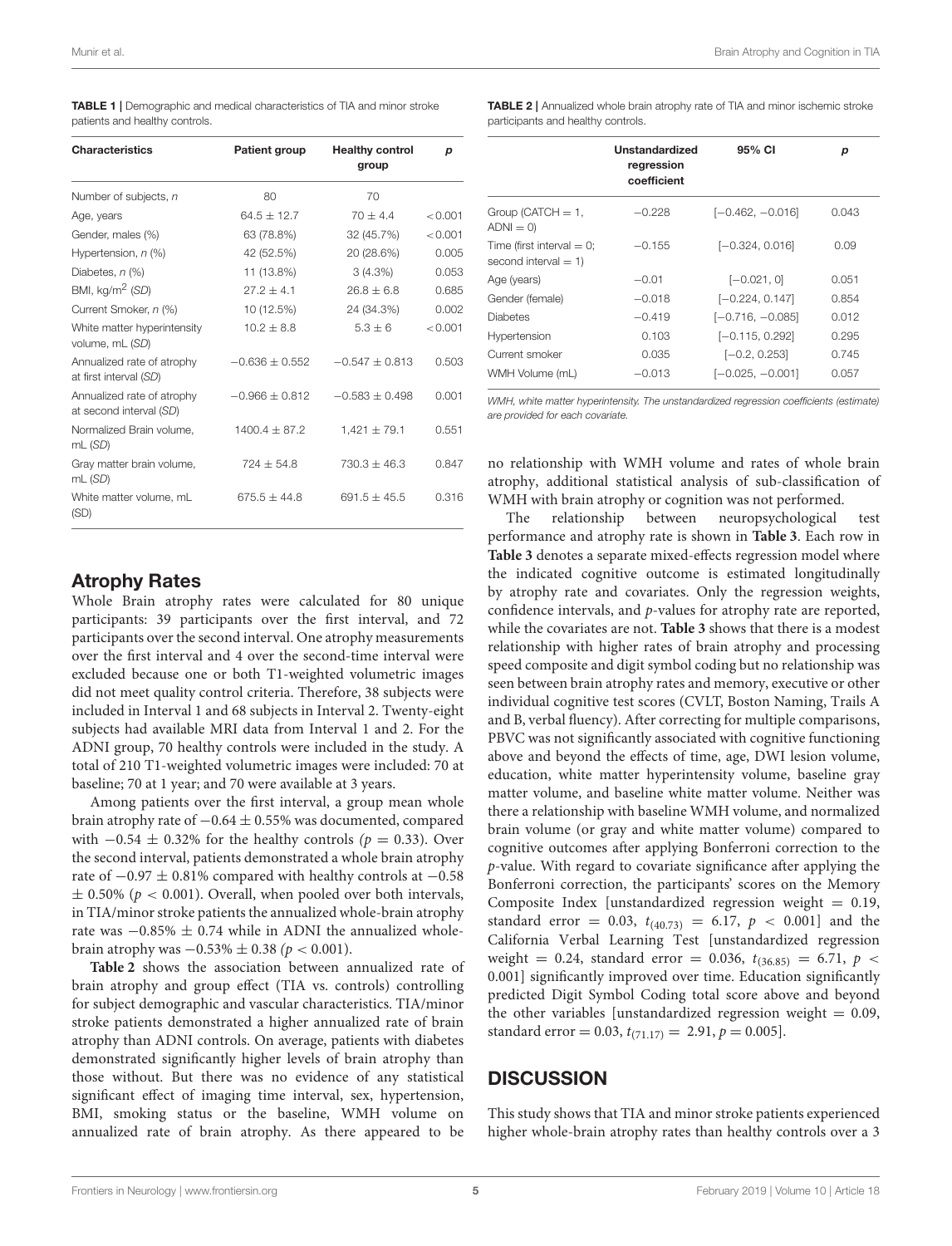**TABLE 1 |** Demographic and medical characteristics of TIA and minor stroke patients and healthy controls.

| Characteristics | Patient group | Healthy control group | *p* |
|---|---|---|---|
| Number of subjects, *n* | 80 | 70 | |
| Age, years | 64.5 ± 12.7 | 70 ± 4.4 | <0.001 |
| Gender, males (%) | 63 (78.8%) | 32 (45.7%) | <0.001 |
| Hypertension, *n* (%) | 42 (52.5%) | 20 (28.6%) | 0.005 |
| Diabetes, *n* (%) | 11 (13.8%) | 3 (4.3%) | 0.053 |
| BMI, kg/m$^2$ (*SD*) | 27.2 ± 4.1 | 26.8 ± 6.8 | 0.685 |
| Current Smoker, *n* (%) | 10 (12.5%) | 24 (34.3%) | 0.002 |
| White matter hyperintensity volume, mL (*SD*) | 10.2 ± 8.8 | 5.3 ± 6 | <0.001 |
| Annualized rate of atrophy at first interval (*SD*) | −0.636 ± 0.552 | −0.547 ± 0.813 | 0.503 |
| Annualized rate of atrophy at second interval (*SD*) | −0.966 ± 0.812 | −0.583 ± 0.498 | 0.001 |
| Normalized Brain volume, mL (*SD*) | 1400.4 ± 87.2 | 1,421 ± 79.1 | 0.551 |
| Gray matter brain volume, mL (*SD*) | 724 ± 54.8 | 730.3 ± 46.3 | 0.847 |
| White matter volume, mL (SD) | 675.5 ± 44.8 | 691.5 ± 45.5 | 0.316 |

## Atrophy Rates

Whole Brain atrophy rates were calculated for 80 unique participants: 39 participants over the first interval, and 72 participants over the second interval. One atrophy measurements over the first interval and 4 over the second-time interval were excluded because one or both T1-weighted volumetric images did not meet quality control criteria. Therefore, 38 subjects were included in Interval 1 and 68 subjects in Interval 2. Twenty-eight subjects had available MRI data from Interval 1 and 2. For the ADNI group, 70 healthy controls were included in the study. A total of 210 T1-weighted volumetric images were included: 70 at baseline; 70 at 1 year; and 70 were available at 3 years.

Among patients over the first interval, a group mean whole brain atrophy rate of −0.64 ± 0.55% was documented, compared with −0.54 ± 0.32% for the healthy controls *(p* = 0.33). Over the second interval, patients demonstrated a whole brain atrophy rate of −0.97 ± 0.81% compared with healthy controls at −0.58 ± 0.50% (*p* < 0.001). Overall, when pooled over both intervals, in TIA/minor stroke patients the annualized whole-brain atrophy rate was −0.85% ± 0.74 while in ADNI the annualized whole-brain atrophy was −0.53% ± 0.38 *(p* < 0.001).

**Table 2** shows the association between annualized rate of brain atrophy and group effect (TIA vs. controls) controlling for subject demographic and vascular characteristics. TIA/minor stroke patients demonstrated a higher annualized rate of brain atrophy than ADNI controls. On average, patients with diabetes demonstrated significantly higher levels of brain atrophy than those without. But there was no evidence of any statistical significant effect of imaging time interval, sex, hypertension, BMI, smoking status or the baseline, WMH volume on annualized rate of brain atrophy. As there appeared to be no relationship with WMH volume and rates of whole brain atrophy, additional statistical analysis of sub-classification of WMH with brain atrophy or cognition was not performed.

**TABLE 2 |** Annualized whole brain atrophy rate of TIA and minor ischemic stroke participants and healthy controls.

| | Unstandardized regression coefficient | 95% CI | *p* |
|---|---|---|---|
| Group (CATCH = 1, ADNI = 0) | −0.228 | [−0.462, −0.016] | 0.043 |
| Time (first interval = 0; second interval = 1) | −0.155 | [−0.324, 0.016] | 0.09 |
| Age (years) | −0.01 | [−0.021, 0] | 0.051 |
| Gender (female) | −0.018 | [−0.224, 0.147] | 0.854 |
| Diabetes | −0.419 | [−0.716, −0.085] | 0.012 |
| Hypertension | 0.103 | [−0.115, 0.292] | 0.295 |
| Current smoker | 0.035 | [−0.2, 0.253] | 0.745 |
| WMH Volume (mL) | −0.013 | [−0.025, −0.001] | 0.057 |

*WMH, white matter hyperintensity. The unstandardized regression coefficients (estimate) are provided for each covariate.*

The relationship between neuropsychological test performance and atrophy rate is shown in **Table 3**. Each row in **Table 3** denotes a separate mixed-effects regression model where the indicated cognitive outcome is estimated longitudinally by atrophy rate and covariates. Only the regression weights, confidence intervals, and *p*-values for atrophy rate are reported, while the covariates are not. **Table 3** shows that there is a modest relationship with higher rates of brain atrophy and processing speed composite and digit symbol coding but no relationship was seen between brain atrophy rates and memory, executive or other individual cognitive test scores (CVLT, Boston Naming, Trails A and B, verbal fluency). After correcting for multiple comparisons, PBVC was not significantly associated with cognitive functioning above and beyond the effects of time, age, DWI lesion volume, education, white matter hyperintensity volume, baseline gray matter volume, and baseline white matter volume. Neither was there a relationship with baseline WMH volume, and normalized brain volume (or gray and white matter volume) compared to cognitive outcomes after applying Bonferroni correction to the *p*-value. With regard to covariate significance after applying the Bonferroni correction, the participants' scores on the Memory Composite Index [unstandardized regression weight = 0.19, standard error = 0.03, $t_{(40.73)}$ = 6.17, $p < 0.001$] and the California Verbal Learning Test [unstandardized regression weight = 0.24, standard error = 0.036, $t_{(36.85)}$ = 6.71, $p < 0.001$] significantly improved over time. Education significantly predicted Digit Symbol Coding total score above and beyond the other variables [unstandardized regression weight = 0.09, standard error = 0.03, $t_{(71.17)}$ = 2.91, $p = 0.005$].

## DISCUSSION

This study shows that TIA and minor stroke patients experienced higher whole-brain atrophy rates than healthy controls over a 3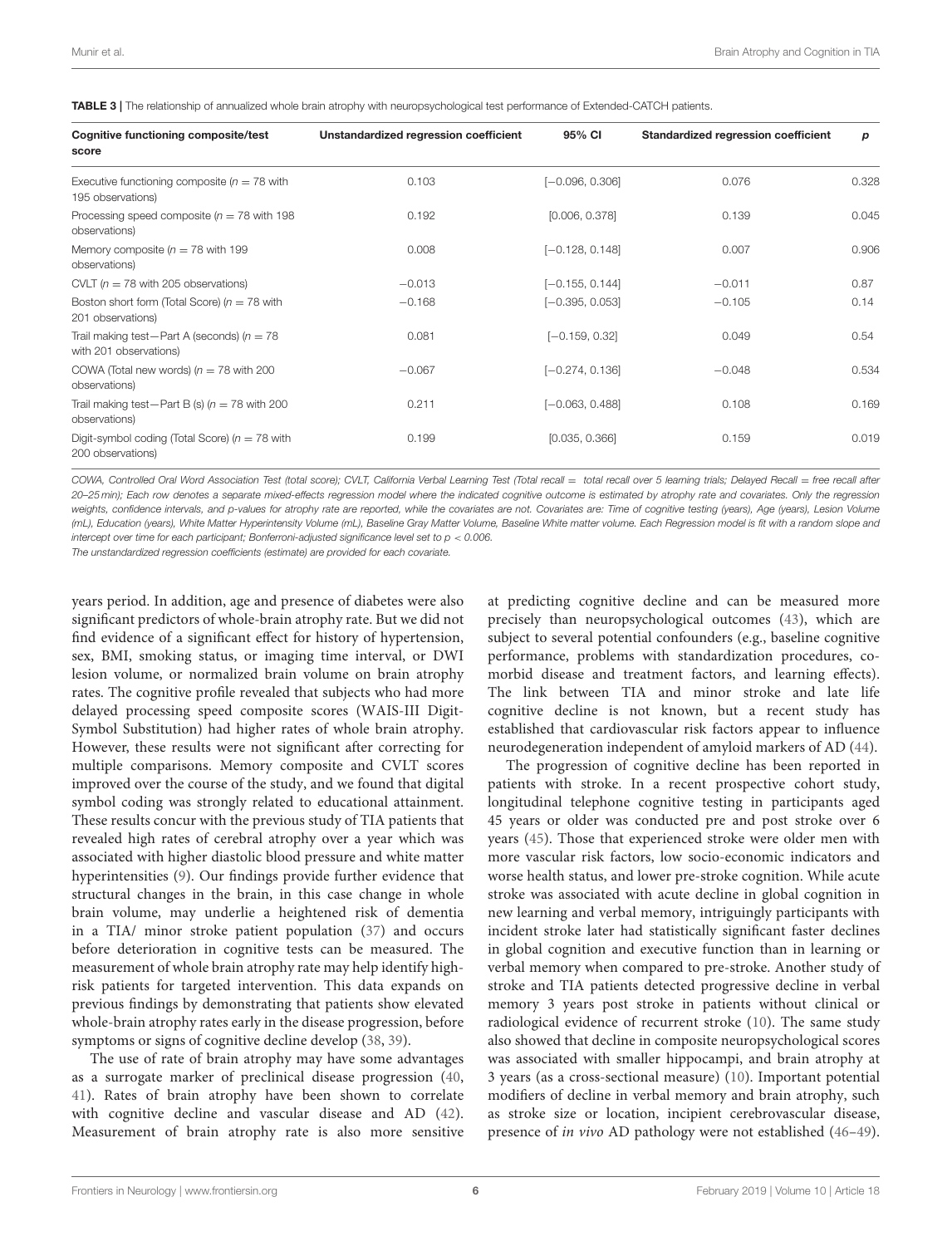**TABLE 3 |** The relationship of annualized whole brain atrophy with neuropsychological test performance of Extended-CATCH patients.

| Cognitive functioning composite/test score | Unstandardized regression coefficient | 95% CI | Standardized regression coefficient | *p* |
|---|---|---|---|---|
| Executive functioning composite (*n* = 78 with 195 observations) | 0.103 | [−0.096, 0.306] | 0.076 | 0.328 |
| Processing speed composite (*n* = 78 with 198 observations) | 0.192 | [0.006, 0.378] | 0.139 | 0.045 |
| Memory composite (*n* = 78 with 199 observations) | 0.008 | [−0.128, 0.148] | 0.007 | 0.906 |
| CVLT (*n* = 78 with 205 observations) | −0.013 | [−0.155, 0.144] | −0.011 | 0.87 |
| Boston short form (Total Score) (*n* = 78 with 201 observations) | −0.168 | [−0.395, 0.053] | −0.105 | 0.14 |
| Trail making test—Part A (seconds) (*n* = 78 with 201 observations) | 0.081 | [−0.159, 0.32] | 0.049 | 0.54 |
| COWA (Total new words) (*n* = 78 with 200 observations) | −0.067 | [−0.274, 0.136] | −0.048 | 0.534 |
| Trail making test—Part B (s) (*n* = 78 with 200 observations) | 0.211 | [−0.063, 0.488] | 0.108 | 0.169 |
| Digit-symbol coding (Total Score) (*n* = 78 with 200 observations) | 0.199 | [0.035, 0.366] | 0.159 | 0.019 |

*COWA, Controlled Oral Word Association Test (total score); CVLT, California Verbal Learning Test (Total recall = total recall over 5 learning trials; Delayed Recall = free recall after 20–25 min); Each row denotes a separate mixed-effects regression model where the indicated cognitive outcome is estimated by atrophy rate and covariates. Only the regression weights, confidence intervals, and p-values for atrophy rate are reported, while the covariates are not. Covariates are: Time of cognitive testing (years), Age (years), Lesion Volume (mL), Education (years), White Matter Hyperintensity Volume (mL), Baseline Gray Matter Volume, Baseline White matter volume. Each Regression model is fit with a random slope and intercept over time for each participant; Bonferroni-adjusted significance level set to p < 0.006.*

*The unstandardized regression coefficients (estimate) are provided for each covariate.*

years period. In addition, age and presence of diabetes were also significant predictors of whole-brain atrophy rate. But we did not find evidence of a significant effect for history of hypertension, sex, BMI, smoking status, or imaging time interval, or DWI lesion volume, or normalized brain volume on brain atrophy rates. The cognitive profile revealed that subjects who had more delayed processing speed composite scores (WAIS-III Digit-Symbol Substitution) had higher rates of whole brain atrophy. However, these results were not significant after correcting for multiple comparisons. Memory composite and CVLT scores improved over the course of the study, and we found that digital symbol coding was strongly related to educational attainment. These results concur with the previous study of TIA patients that revealed high rates of cerebral atrophy over a year which was associated with higher diastolic blood pressure and white matter hyperintensities (9). Our findings provide further evidence that structural changes in the brain, in this case change in whole brain volume, may underlie a heightened risk of dementia in a TIA/ minor stroke patient population (37) and occurs before deterioration in cognitive tests can be measured. The measurement of whole brain atrophy rate may help identify high-risk patients for targeted intervention. This data expands on previous findings by demonstrating that patients show elevated whole-brain atrophy rates early in the disease progression, before symptoms or signs of cognitive decline develop (38, 39).

The use of rate of brain atrophy may have some advantages as a surrogate marker of preclinical disease progression (40, 41). Rates of brain atrophy have been shown to correlate with cognitive decline and vascular disease and AD (42). Measurement of brain atrophy rate is also more sensitive at predicting cognitive decline and can be measured more precisely than neuropsychological outcomes (43), which are subject to several potential confounders (e.g., baseline cognitive performance, problems with standardization procedures, co-morbid disease and treatment factors, and learning effects). The link between TIA and minor stroke and late life cognitive decline is not known, but a recent study has established that cardiovascular risk factors appear to influence neurodegeneration independent of amyloid markers of AD (44).

The progression of cognitive decline has been reported in patients with stroke. In a recent prospective cohort study, longitudinal telephone cognitive testing in participants aged 45 years or older was conducted pre and post stroke over 6 years (45). Those that experienced stroke were older men with more vascular risk factors, low socio-economic indicators and worse health status, and lower pre-stroke cognition. While acute stroke was associated with acute decline in global cognition in new learning and verbal memory, intriguingly participants with incident stroke later had statistically significant faster declines in global cognition and executive function than in learning or verbal memory when compared to pre-stroke. Another study of stroke and TIA patients detected progressive decline in verbal memory 3 years post stroke in patients without clinical or radiological evidence of recurrent stroke (10). The same study also showed that decline in composite neuropsychological scores was associated with smaller hippocampi, and brain atrophy at 3 years (as a cross-sectional measure) (10). Important potential modifiers of decline in verbal memory and brain atrophy, such as stroke size or location, incipient cerebrovascular disease, presence of *in vivo* AD pathology were not established (46–49).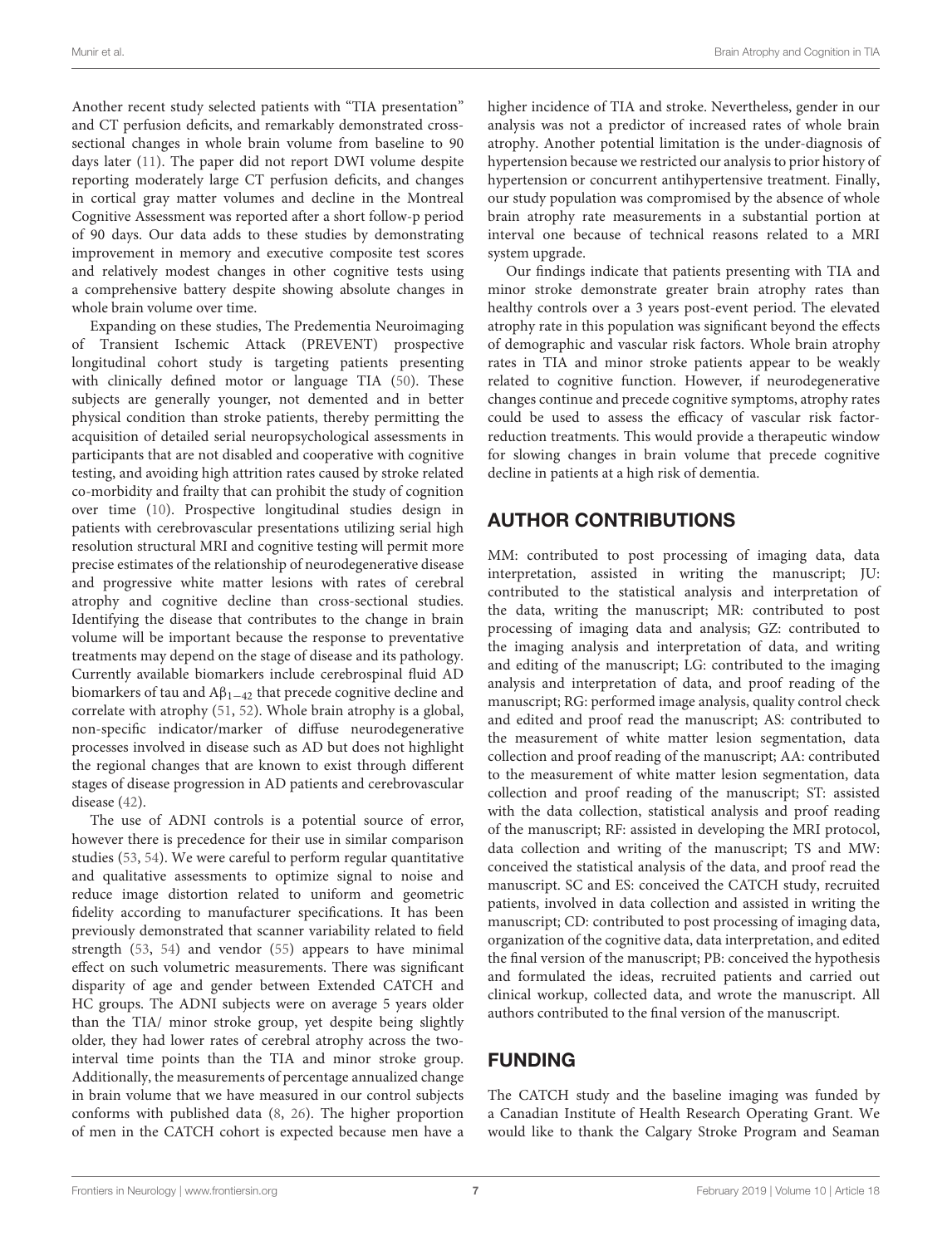Another recent study selected patients with "TIA presentation" and CT perfusion deficits, and remarkably demonstrated cross-sectional changes in whole brain volume from baseline to 90 days later (11). The paper did not report DWI volume despite reporting moderately large CT perfusion deficits, and changes in cortical gray matter volumes and decline in the Montreal Cognitive Assessment was reported after a short follow-p period of 90 days. Our data adds to these studies by demonstrating improvement in memory and executive composite test scores and relatively modest changes in other cognitive tests using a comprehensive battery despite showing absolute changes in whole brain volume over time.

Expanding on these studies, The Predementia Neuroimaging of Transient Ischemic Attack (PREVENT) prospective longitudinal cohort study is targeting patients presenting with clinically defined motor or language TIA (50). These subjects are generally younger, not demented and in better physical condition than stroke patients, thereby permitting the acquisition of detailed serial neuropsychological assessments in participants that are not disabled and cooperative with cognitive testing, and avoiding high attrition rates caused by stroke related co-morbidity and frailty that can prohibit the study of cognition over time (10). Prospective longitudinal studies design in patients with cerebrovascular presentations utilizing serial high resolution structural MRI and cognitive testing will permit more precise estimates of the relationship of neurodegenerative disease and progressive white matter lesions with rates of cerebral atrophy and cognitive decline than cross-sectional studies. Identifying the disease that contributes to the change in brain volume will be important because the response to preventative treatments may depend on the stage of disease and its pathology. Currently available biomarkers include cerebrospinal fluid AD biomarkers of tau and $A\beta_{1-42}$ that precede cognitive decline and correlate with atrophy (51, 52). Whole brain atrophy is a global, non-specific indicator/marker of diffuse neurodegenerative processes involved in disease such as AD but does not highlight the regional changes that are known to exist through different stages of disease progression in AD patients and cerebrovascular disease (42).

The use of ADNI controls is a potential source of error, however there is precedence for their use in similar comparison studies (53, 54). We were careful to perform regular quantitative and qualitative assessments to optimize signal to noise and reduce image distortion related to uniform and geometric fidelity according to manufacturer specifications. It has been previously demonstrated that scanner variability related to field strength (53, 54) and vendor (55) appears to have minimal effect on such volumetric measurements. There was significant disparity of age and gender between Extended CATCH and HC groups. The ADNI subjects were on average 5 years older than the TIA/ minor stroke group, yet despite being slightly older, they had lower rates of cerebral atrophy across the two-interval time points than the TIA and minor stroke group. Additionally, the measurements of percentage annualized change in brain volume that we have measured in our control subjects conforms with published data (8, 26). The higher proportion of men in the CATCH cohort is expected because men have a higher incidence of TIA and stroke. Nevertheless, gender in our analysis was not a predictor of increased rates of whole brain atrophy. Another potential limitation is the under-diagnosis of hypertension because we restricted our analysis to prior history of hypertension or concurrent antihypertensive treatment. Finally, our study population was compromised by the absence of whole brain atrophy rate measurements in a substantial portion at interval one because of technical reasons related to a MRI system upgrade.

Our findings indicate that patients presenting with TIA and minor stroke demonstrate greater brain atrophy rates than healthy controls over a 3 years post-event period. The elevated atrophy rate in this population was significant beyond the effects of demographic and vascular risk factors. Whole brain atrophy rates in TIA and minor stroke patients appear to be weakly related to cognitive function. However, if neurodegenerative changes continue and precede cognitive symptoms, atrophy rates could be used to assess the efficacy of vascular risk factor-reduction treatments. This would provide a therapeutic window for slowing changes in brain volume that precede cognitive decline in patients at a high risk of dementia.

## AUTHOR CONTRIBUTIONS

MM: contributed to post processing of imaging data, data interpretation, assisted in writing the manuscript; JU: contributed to the statistical analysis and interpretation of the data, writing the manuscript; MR: contributed to post processing of imaging data and analysis; GZ: contributed to the imaging analysis and interpretation of data, and writing and editing of the manuscript; LG: contributed to the imaging analysis and interpretation of data, and proof reading of the manuscript; RG: performed image analysis, quality control check and edited and proof read the manuscript; AS: contributed to the measurement of white matter lesion segmentation, data collection and proof reading of the manuscript; AA: contributed to the measurement of white matter lesion segmentation, data collection and proof reading of the manuscript; ST: assisted with the data collection, statistical analysis and proof reading of the manuscript; RF: assisted in developing the MRI protocol, data collection and writing of the manuscript; TS and MW: conceived the statistical analysis of the data, and proof read the manuscript. SC and ES: conceived the CATCH study, recruited patients, involved in data collection and assisted in writing the manuscript; CD: contributed to post processing of imaging data, organization of the cognitive data, data interpretation, and edited the final version of the manuscript; PB: conceived the hypothesis and formulated the ideas, recruited patients and carried out clinical workup, collected data, and wrote the manuscript. All authors contributed to the final version of the manuscript.

## FUNDING

The CATCH study and the baseline imaging was funded by a Canadian Institute of Health Research Operating Grant. We would like to thank the Calgary Stroke Program and Seaman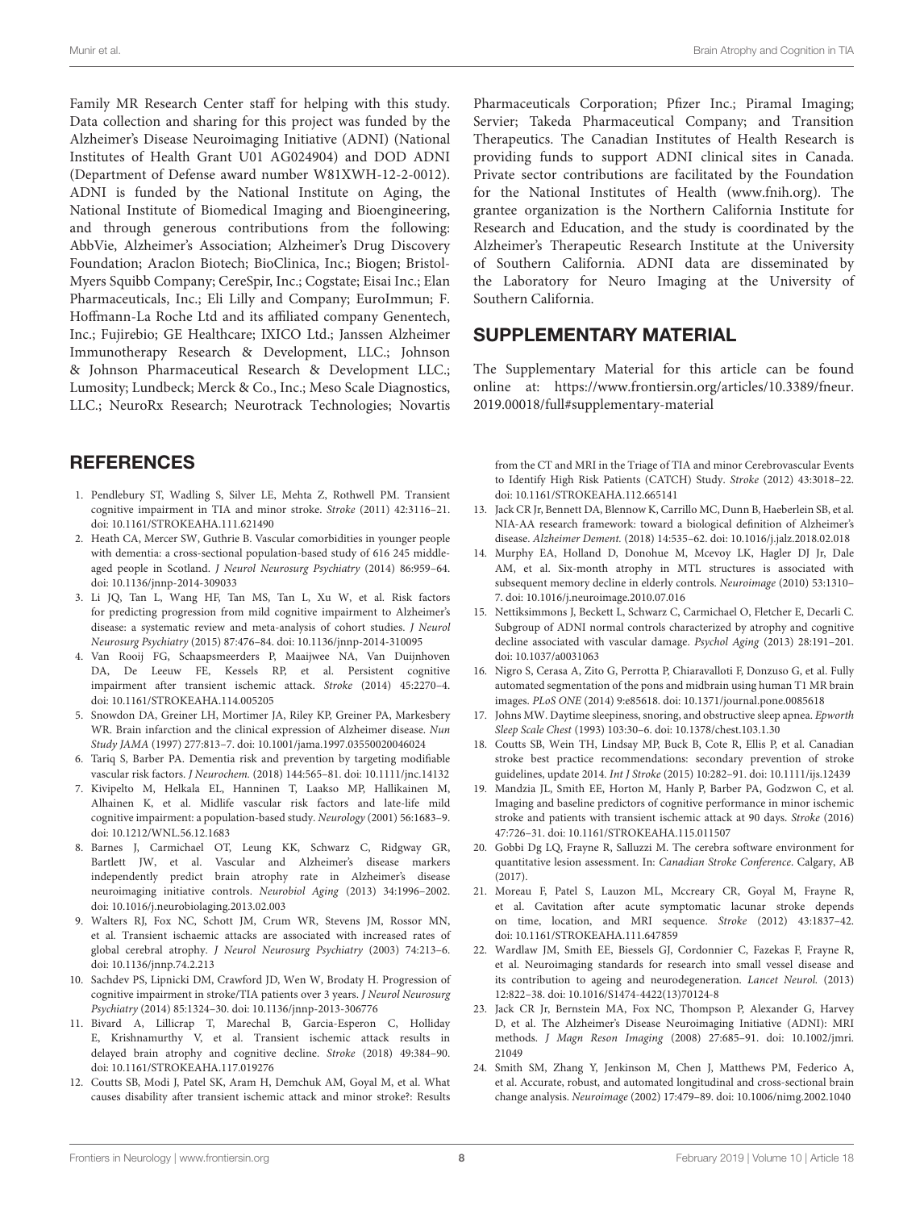Family MR Research Center staff for helping with this study. Data collection and sharing for this project was funded by the Alzheimer's Disease Neuroimaging Initiative (ADNI) (National Institutes of Health Grant U01 AG024904) and DOD ADNI (Department of Defense award number W81XWH-12-2-0012). ADNI is funded by the National Institute on Aging, the National Institute of Biomedical Imaging and Bioengineering, and through generous contributions from the following: AbbVie, Alzheimer's Association; Alzheimer's Drug Discovery Foundation; Araclon Biotech; BioClinica, Inc.; Biogen; Bristol-Myers Squibb Company; CereSpir, Inc.; Cogstate; Eisai Inc.; Elan Pharmaceuticals, Inc.; Eli Lilly and Company; EuroImmun; F. Hoffmann-La Roche Ltd and its affiliated company Genentech, Inc.; Fujirebio; GE Healthcare; IXICO Ltd.; Janssen Alzheimer Immunotherapy Research & Development, LLC.; Johnson & Johnson Pharmaceutical Research & Development LLC.; Lumosity; Lundbeck; Merck & Co., Inc.; Meso Scale Diagnostics, LLC.; NeuroRx Research; Neurotrack Technologies; Novartis Pharmaceuticals Corporation; Pfizer Inc.; Piramal Imaging; Servier; Takeda Pharmaceutical Company; and Transition Therapeutics. The Canadian Institutes of Health Research is providing funds to support ADNI clinical sites in Canada. Private sector contributions are facilitated by the Foundation for the National Institutes of Health (www.fnih.org). The grantee organization is the Northern California Institute for Research and Education, and the study is coordinated by the Alzheimer's Therapeutic Research Institute at the University of Southern California. ADNI data are disseminated by the Laboratory for Neuro Imaging at the University of Southern California.

## SUPPLEMENTARY MATERIAL

The Supplementary Material for this article can be found online at: https://www.frontiersin.org/articles/10.3389/fneur.2019.00018/full#supplementary-material

## REFERENCES

1. Pendlebury ST, Wadling S, Silver LE, Mehta Z, Rothwell PM. Transient cognitive impairment in TIA and minor stroke. *Stroke* (2011) 42:3116–21. doi: 10.1161/STROKEAHA.111.621490
2. Heath CA, Mercer SW, Guthrie B. Vascular comorbidities in younger people with dementia: a cross-sectional population-based study of 616 245 middle-aged people in Scotland. *J Neurol Neurosurg Psychiatry* (2014) 86:959–64. doi: 10.1136/jnnp-2014-309033
3. Li JQ, Tan L, Wang HF, Tan MS, Tan L, Xu W, et al. Risk factors for predicting progression from mild cognitive impairment to Alzheimer's disease: a systematic review and meta-analysis of cohort studies. *J Neurol Neurosurg Psychiatry* (2015) 87:476–84. doi: 10.1136/jnnp-2014-310095
4. Van Rooij FG, Schaapsmeerders P, Maaijwee NA, Van Duijnhoven DA, De Leeuw FE, Kessels RP, et al. Persistent cognitive impairment after transient ischemic attack. *Stroke* (2014) 45:2270–4. doi: 10.1161/STROKEAHA.114.005205
5. Snowdon DA, Greiner LH, Mortimer JA, Riley KP, Greiner PA, Markesbery WR. Brain infarction and the clinical expression of Alzheimer disease. *Nun Study JAMA* (1997) 277:813–7. doi: 10.1001/jama.1997.03550020046024
6. Tariq S, Barber PA. Dementia risk and prevention by targeting modifiable vascular risk factors. *J Neurochem.* (2018) 144:565–81. doi: 10.1111/jnc.14132
7. Kivipelto M, Helkala EL, Hanninen T, Laakso MP, Hallikainen M, Alhainen K, et al. Midlife vascular risk factors and late-life mild cognitive impairment: a population-based study. *Neurology* (2001) 56:1683–9. doi: 10.1212/WNL.56.12.1683
8. Barnes J, Carmichael OT, Leung KK, Schwarz C, Ridgway GR, Bartlett JW, et al. Vascular and Alzheimer's disease markers independently predict brain atrophy rate in Alzheimer's disease neuroimaging initiative controls. *Neurobiol Aging* (2013) 34:1996–2002. doi: 10.1016/j.neurobiolaging.2013.02.003
9. Walters RJ, Fox NC, Schott JM, Crum WR, Stevens JM, Rossor MN, et al. Transient ischaemic attacks are associated with increased rates of global cerebral atrophy. *J Neurol Neurosurg Psychiatry* (2003) 74:213–6. doi: 10.1136/jnnp.74.2.213
10. Sachdev PS, Lipnicki DM, Crawford JD, Wen W, Brodaty H. Progression of cognitive impairment in stroke/TIA patients over 3 years. *J Neurol Neurosurg Psychiatry* (2014) 85:1324–30. doi: 10.1136/jnnp-2013-306776
11. Bivard A, Lillicrap T, Marechal B, Garcia-Esperon C, Holliday E, Krishnamurthy V, et al. Transient ischemic attack results in delayed brain atrophy and cognitive decline. *Stroke* (2018) 49:384–90. doi: 10.1161/STROKEAHA.117.019276
12. Coutts SB, Modi J, Patel SK, Aram H, Demchuk AM, Goyal M, et al. What causes disability after transient ischemic attack and minor stroke?: Results from the CT and MRI in the Triage of TIA and minor Cerebrovascular Events to Identify High Risk Patients (CATCH) Study. *Stroke* (2012) 43:3018–22. doi: 10.1161/STROKEAHA.112.665141
13. Jack CR Jr, Bennett DA, Blennow K, Carrillo MC, Dunn B, Haeberlein SB, et al. NIA-AA research framework: toward a biological definition of Alzheimer's disease. *Alzheimer Dement.* (2018) 14:535–62. doi: 10.1016/j.jalz.2018.02.018
14. Murphy EA, Holland D, Donohue M, Mcevoy LK, Hagler DJ Jr, Dale AM, et al. Six-month atrophy in MTL structures is associated with subsequent memory decline in elderly controls. *Neuroimage* (2010) 53:1310–7. doi: 10.1016/j.neuroimage.2010.07.016
15. Nettiksimmons J, Beckett L, Schwarz C, Carmichael O, Fletcher E, Decarli C. Subgroup of ADNI normal controls characterized by atrophy and cognitive decline associated with vascular damage. *Psychol Aging* (2013) 28:191–201. doi: 10.1037/a0031063
16. Nigro S, Cerasa A, Zito G, Perrotta P, Chiaravalloti F, Donzuso G, et al. Fully automated segmentation of the pons and midbrain using human T1 MR brain images. *PLoS ONE* (2014) 9:e85618. doi: 10.1371/journal.pone.0085618
17. Johns MW. Daytime sleepiness, snoring, and obstructive sleep apnea. *Epworth Sleep Scale Chest* (1993) 103:30–6. doi: 10.1378/chest.103.1.30
18. Coutts SB, Wein TH, Lindsay MP, Buck B, Cote R, Ellis P, et al. Canadian stroke best practice recommendations: secondary prevention of stroke guidelines, update 2014. *Int J Stroke* (2015) 10:282–91. doi: 10.1111/ijs.12439
19. Mandzia JL, Smith EE, Horton M, Hanly P, Barber PA, Godzwon C, et al. Imaging and baseline predictors of cognitive performance in minor ischemic stroke and patients with transient ischemic attack at 90 days. *Stroke* (2016) 47:726–31. doi: 10.1161/STROKEAHA.115.011507
20. Gobbi Dg LQ, Frayne R, Salluzzi M. The cerebra software environment for quantitative lesion assessment. In: *Canadian Stroke Conference*. Calgary, AB (2017).
21. Moreau F, Patel S, Lauzon ML, Mccreary CR, Goyal M, Frayne R, et al. Cavitation after acute symptomatic lacunar stroke depends on time, location, and MRI sequence. *Stroke* (2012) 43:1837–42. doi: 10.1161/STROKEAHA.111.647859
22. Wardlaw JM, Smith EE, Biessels GJ, Cordonnier C, Fazekas F, Frayne R, et al. Neuroimaging standards for research into small vessel disease and its contribution to ageing and neurodegeneration. *Lancet Neurol.* (2013) 12:822–38. doi: 10.1016/S1474-4422(13)70124-8
23. Jack CR Jr, Bernstein MA, Fox NC, Thompson P, Alexander G, Harvey D, et al. The Alzheimer's Disease Neuroimaging Initiative (ADNI): MRI methods. *J Magn Reson Imaging* (2008) 27:685–91. doi: 10.1002/jmri.21049
24. Smith SM, Zhang Y, Jenkinson M, Chen J, Matthews PM, Federico A, et al. Accurate, robust, and automated longitudinal and cross-sectional brain change analysis. *Neuroimage* (2002) 17:479–89. doi: 10.1006/nimg.2002.1040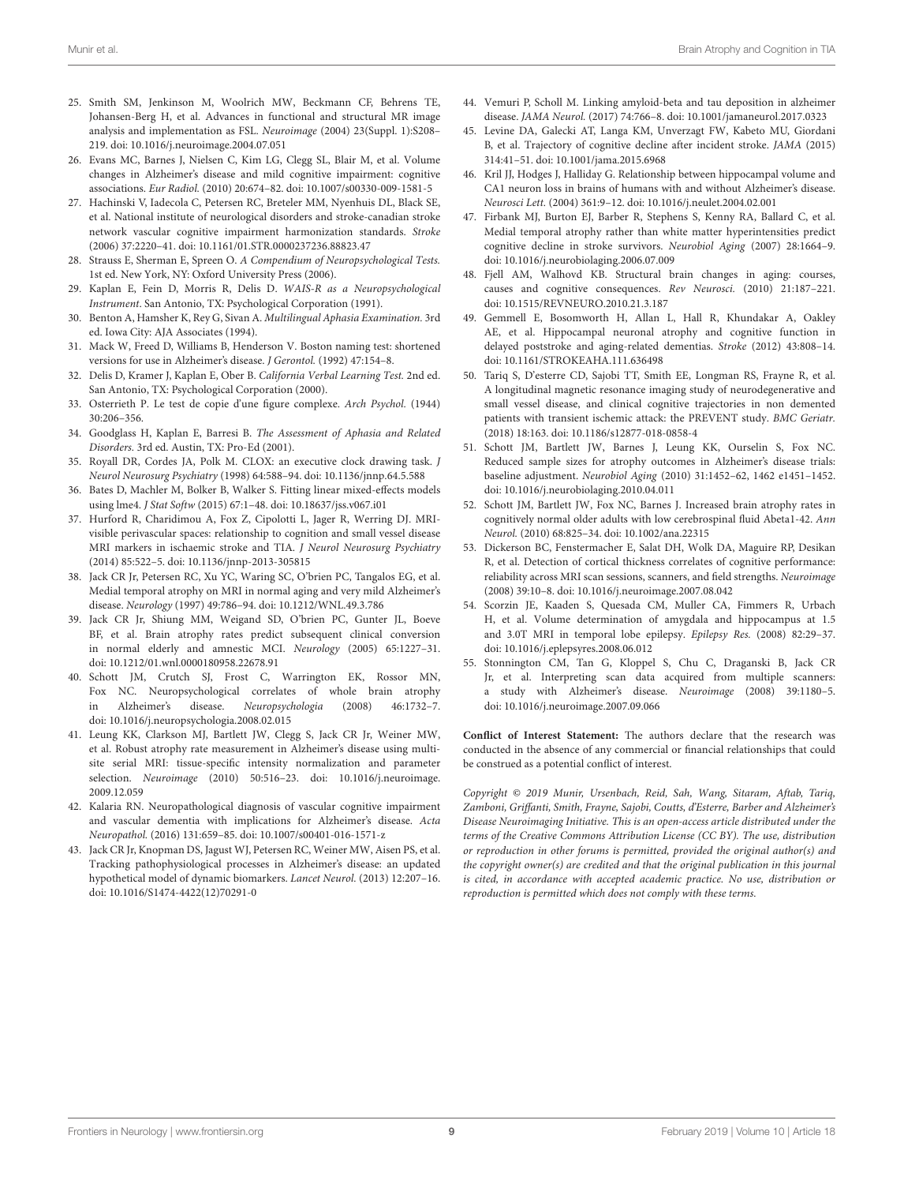25. Smith SM, Jenkinson M, Woolrich MW, Beckmann CF, Behrens TE, Johansen-Berg H, et al. Advances in functional and structural MR image analysis and implementation as FSL. *Neuroimage* (2004) 23(Suppl. 1):S208–219. doi: 10.1016/j.neuroimage.2004.07.051
26. Evans MC, Barnes J, Nielsen C, Kim LG, Clegg SL, Blair M, et al. Volume changes in Alzheimer's disease and mild cognitive impairment: cognitive associations. *Eur Radiol.* (2010) 20:674–82. doi: 10.1007/s00330-009-1581-5
27. Hachinski V, Iadecola C, Petersen RC, Breteler MM, Nyenhuis DL, Black SE, et al. National institute of neurological disorders and stroke-canadian stroke network vascular cognitive impairment harmonization standards. *Stroke* (2006) 37:2220–41. doi: 10.1161/01.STR.0000237236.88823.47
28. Strauss E, Sherman E, Spreen O. *A Compendium of Neuropsychological Tests.* 1st ed. New York, NY: Oxford University Press (2006).
29. Kaplan E, Fein D, Morris R, Delis D. *WAIS-R as a Neuropsychological Instrument*. San Antonio, TX: Psychological Corporation (1991).
30. Benton A, Hamsher K, Rey G, Sivan A. *Multilingual Aphasia Examination.* 3rd ed. Iowa City: AJA Associates (1994).
31. Mack W, Freed D, Williams B, Henderson V. Boston naming test: shortened versions for use in Alzheimer's disease. *J Gerontol.* (1992) 47:154–8.
32. Delis D, Kramer J, Kaplan E, Ober B. *California Verbal Learning Test.* 2nd ed. San Antonio, TX: Psychological Corporation (2000).
33. Osterrieth P. Le test de copie d'une figure complexe. *Arch Psychol.* (1944) 30:206–356.
34. Goodglass H, Kaplan E, Barresi B. *The Assessment of Aphasia and Related Disorders.* 3rd ed. Austin, TX: Pro-Ed (2001).
35. Royall DR, Cordes JA, Polk M. CLOX: an executive clock drawing task. *J Neurol Neurosurg Psychiatry* (1998) 64:588–94. doi: 10.1136/jnnp.64.5.588
36. Bates D, Machler M, Bolker B, Walker S. Fitting linear mixed-effects models using lme4. *J Stat Softw* (2015) 67:1–48. doi: 10.18637/jss.v067.i01
37. Hurford R, Charidimou A, Fox Z, Cipolotti L, Jager R, Werring DJ. MRI-visible perivascular spaces: relationship to cognition and small vessel disease MRI markers in ischaemic stroke and TIA. *J Neurol Neurosurg Psychiatry* (2014) 85:522–5. doi: 10.1136/jnnp-2013-305815
38. Jack CR Jr, Petersen RC, Xu YC, Waring SC, O'brien PC, Tangalos EG, et al. Medial temporal atrophy on MRI in normal aging and very mild Alzheimer's disease. *Neurology* (1997) 49:786–94. doi: 10.1212/WNL.49.3.786
39. Jack CR Jr, Shiung MM, Weigand SD, O'brien PC, Gunter JL, Boeve BF, et al. Brain atrophy rates predict subsequent clinical conversion in normal elderly and amnestic MCI. *Neurology* (2005) 65:1227–31. doi: 10.1212/01.wnl.0000180958.22678.91
40. Schott JM, Crutch SJ, Frost C, Warrington EK, Rossor MN, Fox NC. Neuropsychological correlates of whole brain atrophy in Alzheimer's disease. *Neuropsychologia* (2008) 46:1732–7. doi: 10.1016/j.neuropsychologia.2008.02.015
41. Leung KK, Clarkson MJ, Bartlett JW, Clegg S, Jack CR Jr, Weiner MW, et al. Robust atrophy rate measurement in Alzheimer's disease using multi-site serial MRI: tissue-specific intensity normalization and parameter selection. *Neuroimage* (2010) 50:516–23. doi: 10.1016/j.neuroimage.2009.12.059
42. Kalaria RN. Neuropathological diagnosis of vascular cognitive impairment and vascular dementia with implications for Alzheimer's disease. *Acta Neuropathol.* (2016) 131:659–85. doi: 10.1007/s00401-016-1571-z
43. Jack CR Jr, Knopman DS, Jagust WJ, Petersen RC, Weiner MW, Aisen PS, et al. Tracking pathophysiological processes in Alzheimer's disease: an updated hypothetical model of dynamic biomarkers. *Lancet Neurol.* (2013) 12:207–16. doi: 10.1016/S1474-4422(12)70291-0
44. Vemuri P, Scholl M. Linking amyloid-beta and tau deposition in alzheimer disease. *JAMA Neurol.* (2017) 74:766–8. doi: 10.1001/jamaneurol.2017.0323
45. Levine DA, Galecki AT, Langa KM, Unverzagt FW, Kabeto MU, Giordani B, et al. Trajectory of cognitive decline after incident stroke. *JAMA* (2015) 314:41–51. doi: 10.1001/jama.2015.6968
46. Kril JJ, Hodges J, Halliday G. Relationship between hippocampal volume and CA1 neuron loss in brains of humans with and without Alzheimer's disease. *Neurosci Lett.* (2004) 361:9–12. doi: 10.1016/j.neulet.2004.02.001
47. Firbank MJ, Burton EJ, Barber R, Stephens S, Kenny RA, Ballard C, et al. Medial temporal atrophy rather than white matter hyperintensities predict cognitive decline in stroke survivors. *Neurobiol Aging* (2007) 28:1664–9. doi: 10.1016/j.neurobiolaging.2006.07.009
48. Fjell AM, Walhovd KB. Structural brain changes in aging: courses, causes and cognitive consequences. *Rev Neurosci.* (2010) 21:187–221. doi: 10.1515/REVNEURO.2010.21.3.187
49. Gemmell E, Bosomworth H, Allan L, Hall R, Khundakar A, Oakley AE, et al. Hippocampal neuronal atrophy and cognitive function in delayed poststroke and aging-related dementias. *Stroke* (2012) 43:808–14. doi: 10.1161/STROKEAHA.111.636498
50. Tariq S, D'esterre CD, Sajobi TT, Smith EE, Longman RS, Frayne R, et al. A longitudinal magnetic resonance imaging study of neurodegenerative and small vessel disease, and clinical cognitive trajectories in non demented patients with transient ischemic attack: the PREVENT study. *BMC Geriatr.* (2018) 18:163. doi: 10.1186/s12877-018-0858-4
51. Schott JM, Bartlett JW, Barnes J, Leung KK, Ourselin S, Fox NC. Reduced sample sizes for atrophy outcomes in Alzheimer's disease trials: baseline adjustment. *Neurobiol Aging* (2010) 31:1452–62, 1462 e1451–1452. doi: 10.1016/j.neurobiolaging.2010.04.011
52. Schott JM, Bartlett JW, Fox NC, Barnes J. Increased brain atrophy rates in cognitively normal older adults with low cerebrospinal fluid Abeta1-42. *Ann Neurol.* (2010) 68:825–34. doi: 10.1002/ana.22315
53. Dickerson BC, Fenstermacher E, Salat DH, Wolk DA, Maguire RP, Desikan R, et al. Detection of cortical thickness correlates of cognitive performance: reliability across MRI scan sessions, scanners, and field strengths. *Neuroimage* (2008) 39:10–8. doi: 10.1016/j.neuroimage.2007.08.042
54. Scorzin JE, Kaaden S, Quesada CM, Muller CA, Fimmers R, Urbach H, et al. Volume determination of amygdala and hippocampus at 1.5 and 3.0T MRI in temporal lobe epilepsy. *Epilepsy Res.* (2008) 82:29–37. doi: 10.1016/j.eplepsyres.2008.06.012
55. Stonnington CM, Tan G, Kloppel S, Chu C, Draganski B, Jack CR Jr, et al. Interpreting scan data acquired from multiple scanners: a study with Alzheimer's disease. *Neuroimage* (2008) 39:1180–5. doi: 10.1016/j.neuroimage.2007.09.066

**Conflict of Interest Statement:** The authors declare that the research was conducted in the absence of any commercial or financial relationships that could be construed as a potential conflict of interest.

*Copyright © 2019 Munir, Ursenbach, Reid, Sah, Wang, Sitaram, Aftab, Tariq, Zamboni, Griffanti, Smith, Frayne, Sajobi, Coutts, d'Esterre, Barber and Alzheimer's Disease Neuroimaging Initiative. This is an open-access article distributed under the terms of the Creative Commons Attribution License (CC BY). The use, distribution or reproduction in other forums is permitted, provided the original author(s) and the copyright owner(s) are credited and that the original publication in this journal is cited, in accordance with accepted academic practice. No use, distribution or reproduction is permitted which does not comply with these terms.*